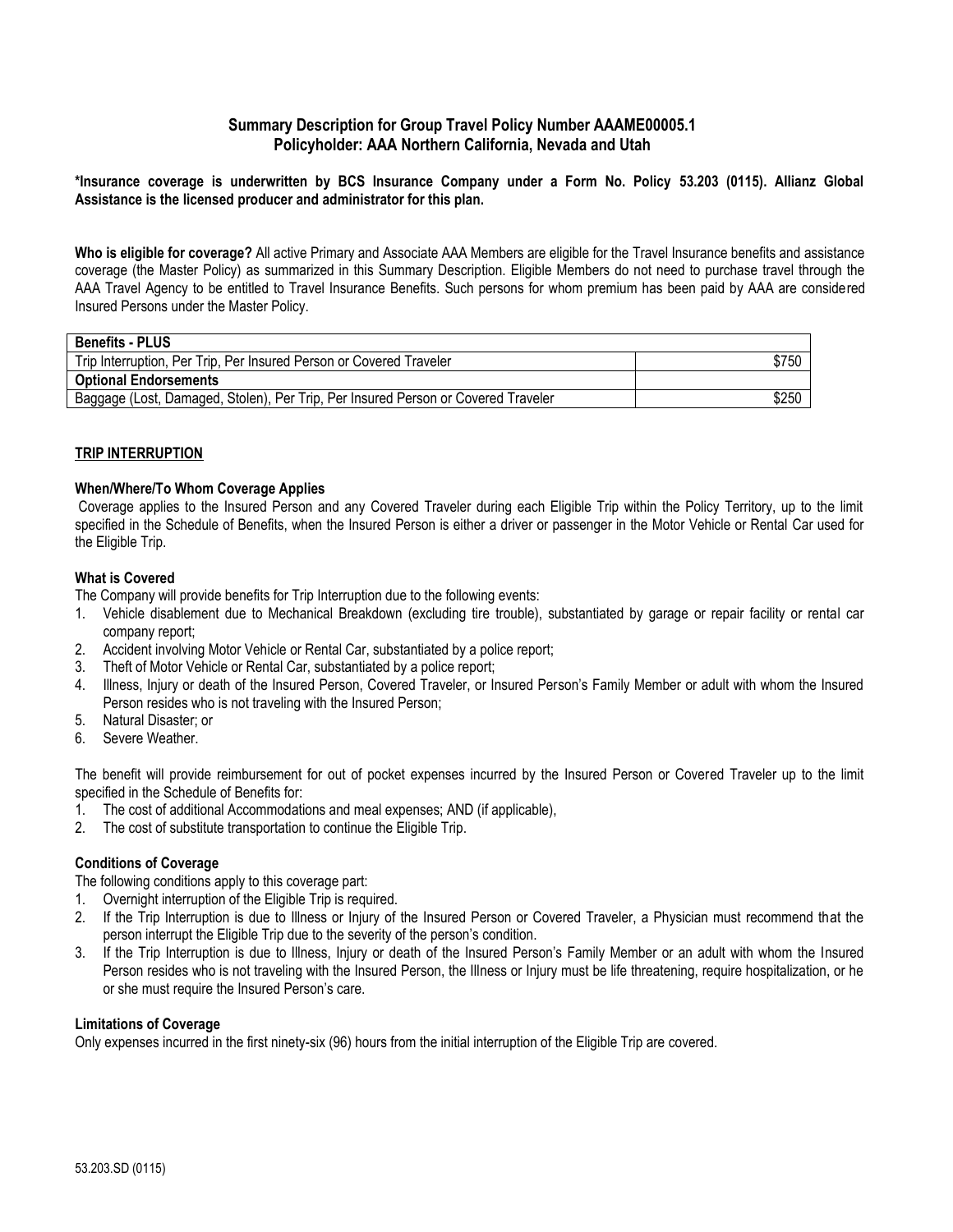## Summary Description for Group Travel Policy Number AAAME00005.1
## Policyholder: AAA Northern California, Nevada and Utah

**\*Insurance coverage is underwritten by BCS Insurance Company under a Form No. Policy 53.203 (0115). Allianz Global Assistance is the licensed producer and administrator for this plan.**

**Who is eligible for coverage?** All active Primary and Associate AAA Members are eligible for the Travel Insurance benefits and assistance coverage (the Master Policy) as summarized in this Summary Description. Eligible Members do not need to purchase travel through the AAA Travel Agency to be entitled to Travel Insurance Benefits. Such persons for whom premium has been paid by AAA are considered Insured Persons under the Master Policy.

| **Benefits - PLUS** | |
|---|---|
| Trip Interruption, Per Trip, Per Insured Person or Covered Traveler | $750 |
| **Optional Endorsements** | |
| Baggage (Lost, Damaged, Stolen), Per Trip, Per Insured Person or Covered Traveler | $250 |

### TRIP INTERRUPTION

**When/Where/To Whom Coverage Applies**

Coverage applies to the Insured Person and any Covered Traveler during each Eligible Trip within the Policy Territory, up to the limit specified in the Schedule of Benefits, when the Insured Person is either a driver or passenger in the Motor Vehicle or Rental Car used for the Eligible Trip.

**What is Covered**

The Company will provide benefits for Trip Interruption due to the following events:

1. Vehicle disablement due to Mechanical Breakdown (excluding tire trouble), substantiated by garage or repair facility or rental car company report;
2. Accident involving Motor Vehicle or Rental Car, substantiated by a police report;
3. Theft of Motor Vehicle or Rental Car, substantiated by a police report;
4. Illness, Injury or death of the Insured Person, Covered Traveler, or Insured Person's Family Member or adult with whom the Insured Person resides who is not traveling with the Insured Person;
5. Natural Disaster; or
6. Severe Weather.

The benefit will provide reimbursement for out of pocket expenses incurred by the Insured Person or Covered Traveler up to the limit specified in the Schedule of Benefits for:

1. The cost of additional Accommodations and meal expenses; AND (if applicable),
2. The cost of substitute transportation to continue the Eligible Trip.

**Conditions of Coverage**

The following conditions apply to this coverage part:

1. Overnight interruption of the Eligible Trip is required.
2. If the Trip Interruption is due to Illness or Injury of the Insured Person or Covered Traveler, a Physician must recommend that the person interrupt the Eligible Trip due to the severity of the person's condition.
3. If the Trip Interruption is due to Illness, Injury or death of the Insured Person's Family Member or an adult with whom the Insured Person resides who is not traveling with the Insured Person, the Illness or Injury must be life threatening, require hospitalization, or he or she must require the Insured Person's care.

**Limitations of Coverage**

Only expenses incurred in the first ninety-six (96) hours from the initial interruption of the Eligible Trip are covered.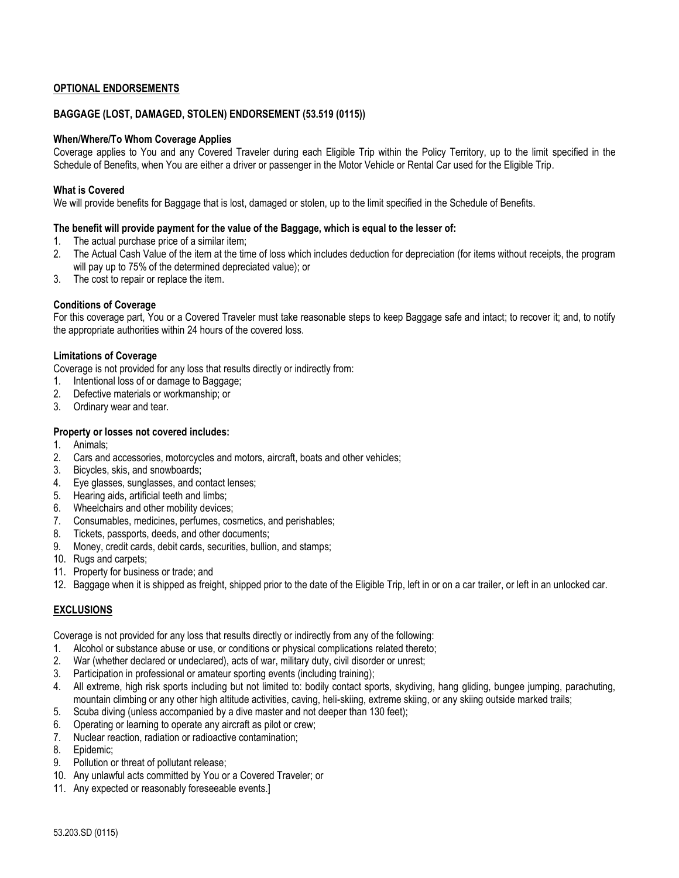## OPTIONAL ENDORSEMENTS

### BAGGAGE (LOST, DAMAGED, STOLEN) ENDORSEMENT (53.519 (0115))

**When/Where/To Whom Coverage Applies**

Coverage applies to You and any Covered Traveler during each Eligible Trip within the Policy Territory, up to the limit specified in the Schedule of Benefits, when You are either a driver or passenger in the Motor Vehicle or Rental Car used for the Eligible Trip.

**What is Covered**

We will provide benefits for Baggage that is lost, damaged or stolen, up to the limit specified in the Schedule of Benefits.

**The benefit will provide payment for the value of the Baggage, which is equal to the lesser of:**

1. The actual purchase price of a similar item;
2. The Actual Cash Value of the item at the time of loss which includes deduction for depreciation (for items without receipts, the program will pay up to 75% of the determined depreciated value); or
3. The cost to repair or replace the item.

**Conditions of Coverage**

For this coverage part, You or a Covered Traveler must take reasonable steps to keep Baggage safe and intact; to recover it; and, to notify the appropriate authorities within 24 hours of the covered loss.

**Limitations of Coverage**

Coverage is not provided for any loss that results directly or indirectly from:

1. Intentional loss of or damage to Baggage;
2. Defective materials or workmanship; or
3. Ordinary wear and tear.

**Property or losses not covered includes:**

1. Animals;
2. Cars and accessories, motorcycles and motors, aircraft, boats and other vehicles;
3. Bicycles, skis, and snowboards;
4. Eye glasses, sunglasses, and contact lenses;
5. Hearing aids, artificial teeth and limbs;
6. Wheelchairs and other mobility devices;
7. Consumables, medicines, perfumes, cosmetics, and perishables;
8. Tickets, passports, deeds, and other documents;
9. Money, credit cards, debit cards, securities, bullion, and stamps;
10. Rugs and carpets;
11. Property for business or trade; and
12. Baggage when it is shipped as freight, shipped prior to the date of the Eligible Trip, left in or on a car trailer, or left in an unlocked car.

## EXCLUSIONS

Coverage is not provided for any loss that results directly or indirectly from any of the following:

1. Alcohol or substance abuse or use, or conditions or physical complications related thereto;
2. War (whether declared or undeclared), acts of war, military duty, civil disorder or unrest;
3. Participation in professional or amateur sporting events (including training);
4. All extreme, high risk sports including but not limited to: bodily contact sports, skydiving, hang gliding, bungee jumping, parachuting, mountain climbing or any other high altitude activities, caving, heli-skiing, extreme skiing, or any skiing outside marked trails;
5. Scuba diving (unless accompanied by a dive master and not deeper than 130 feet);
6. Operating or learning to operate any aircraft as pilot or crew;
7. Nuclear reaction, radiation or radioactive contamination;
8. Epidemic;
9. Pollution or threat of pollutant release;
10. Any unlawful acts committed by You or a Covered Traveler; or
11. Any expected or reasonably foreseeable events.]

53.203.SD (0115)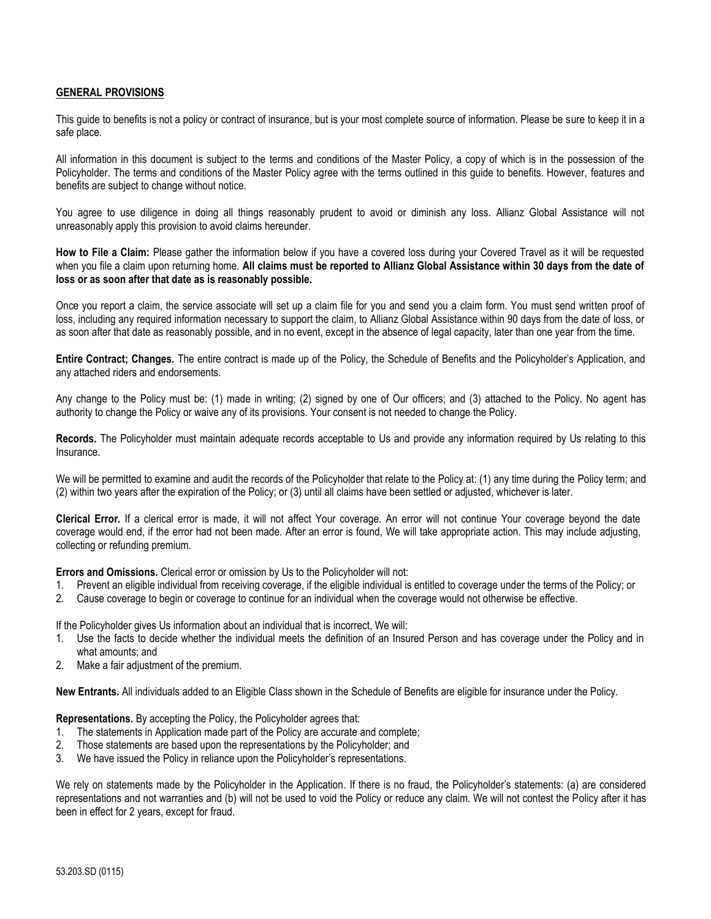## GENERAL PROVISIONS

This guide to benefits is not a policy or contract of insurance, but is your most complete source of information. Please be sure to keep it in a safe place.

All information in this document is subject to the terms and conditions of the Master Policy, a copy of which is in the possession of the Policyholder. The terms and conditions of the Master Policy agree with the terms outlined in this guide to benefits. However, features and benefits are subject to change without notice.

You agree to use diligence in doing all things reasonably prudent to avoid or diminish any loss. Allianz Global Assistance will not unreasonably apply this provision to avoid claims hereunder.

**How to File a Claim:** Please gather the information below if you have a covered loss during your Covered Travel as it will be requested when you file a claim upon returning home. **All claims must be reported to Allianz Global Assistance within 30 days from the date of loss or as soon after that date as is reasonably possible.**

Once you report a claim, the service associate will set up a claim file for you and send you a claim form. You must send written proof of loss, including any required information necessary to support the claim, to Allianz Global Assistance within 90 days from the date of loss, or as soon after that date as reasonably possible, and in no event, except in the absence of legal capacity, later than one year from the time.

**Entire Contract; Changes.** The entire contract is made up of the Policy, the Schedule of Benefits and the Policyholder's Application, and any attached riders and endorsements.

Any change to the Policy must be: (1) made in writing; (2) signed by one of Our officers; and (3) attached to the Policy. No agent has authority to change the Policy or waive any of its provisions. Your consent is not needed to change the Policy.

**Records.** The Policyholder must maintain adequate records acceptable to Us and provide any information required by Us relating to this Insurance.

We will be permitted to examine and audit the records of the Policyholder that relate to the Policy at: (1) any time during the Policy term; and (2) within two years after the expiration of the Policy; or (3) until all claims have been settled or adjusted, whichever is later.

**Clerical Error.** If a clerical error is made, it will not affect Your coverage. An error will not continue Your coverage beyond the date coverage would end, if the error had not been made. After an error is found, We will take appropriate action. This may include adjusting, collecting or refunding premium.

**Errors and Omissions.** Clerical error or omission by Us to the Policyholder will not:

1. Prevent an eligible individual from receiving coverage, if the eligible individual is entitled to coverage under the terms of the Policy; or
2. Cause coverage to begin or coverage to continue for an individual when the coverage would not otherwise be effective.

If the Policyholder gives Us information about an individual that is incorrect, We will:

1. Use the facts to decide whether the individual meets the definition of an Insured Person and has coverage under the Policy and in what amounts; and
2. Make a fair adjustment of the premium.

**New Entrants.** All individuals added to an Eligible Class shown in the Schedule of Benefits are eligible for insurance under the Policy.

**Representations.** By accepting the Policy, the Policyholder agrees that:

1. The statements in Application made part of the Policy are accurate and complete;
2. Those statements are based upon the representations by the Policyholder; and
3. We have issued the Policy in reliance upon the Policyholder's representations.

We rely on statements made by the Policyholder in the Application. If there is no fraud, the Policyholder's statements: (a) are considered representations and not warranties and (b) will not be used to void the Policy or reduce any claim. We will not contest the Policy after it has been in effect for 2 years, except for fraud.

53.203.SD (0115)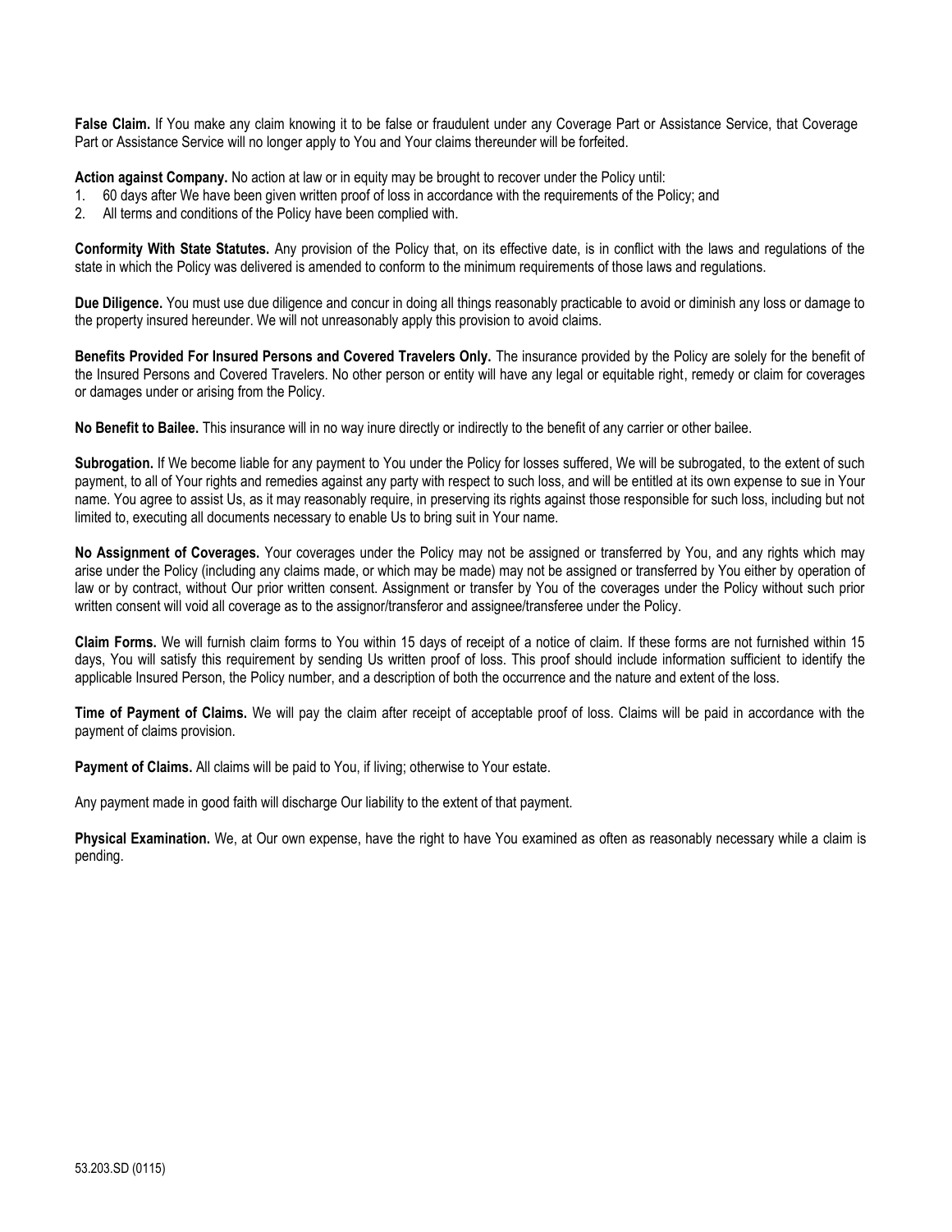**False Claim.** If You make any claim knowing it to be false or fraudulent under any Coverage Part or Assistance Service, that Coverage Part or Assistance Service will no longer apply to You and Your claims thereunder will be forfeited.

**Action against Company.** No action at law or in equity may be brought to recover under the Policy until:

1. 60 days after We have been given written proof of loss in accordance with the requirements of the Policy; and
2. All terms and conditions of the Policy have been complied with.

**Conformity With State Statutes.** Any provision of the Policy that, on its effective date, is in conflict with the laws and regulations of the state in which the Policy was delivered is amended to conform to the minimum requirements of those laws and regulations.

**Due Diligence.** You must use due diligence and concur in doing all things reasonably practicable to avoid or diminish any loss or damage to the property insured hereunder. We will not unreasonably apply this provision to avoid claims.

**Benefits Provided For Insured Persons and Covered Travelers Only.** The insurance provided by the Policy are solely for the benefit of the Insured Persons and Covered Travelers. No other person or entity will have any legal or equitable right, remedy or claim for coverages or damages under or arising from the Policy.

**No Benefit to Bailee.** This insurance will in no way inure directly or indirectly to the benefit of any carrier or other bailee.

**Subrogation.** If We become liable for any payment to You under the Policy for losses suffered, We will be subrogated, to the extent of such payment, to all of Your rights and remedies against any party with respect to such loss, and will be entitled at its own expense to sue in Your name. You agree to assist Us, as it may reasonably require, in preserving its rights against those responsible for such loss, including but not limited to, executing all documents necessary to enable Us to bring suit in Your name.

**No Assignment of Coverages.** Your coverages under the Policy may not be assigned or transferred by You, and any rights which may arise under the Policy (including any claims made, or which may be made) may not be assigned or transferred by You either by operation of law or by contract, without Our prior written consent. Assignment or transfer by You of the coverages under the Policy without such prior written consent will void all coverage as to the assignor/transferor and assignee/transferee under the Policy.

**Claim Forms.** We will furnish claim forms to You within 15 days of receipt of a notice of claim. If these forms are not furnished within 15 days, You will satisfy this requirement by sending Us written proof of loss. This proof should include information sufficient to identify the applicable Insured Person, the Policy number, and a description of both the occurrence and the nature and extent of the loss.

**Time of Payment of Claims.** We will pay the claim after receipt of acceptable proof of loss. Claims will be paid in accordance with the payment of claims provision.

**Payment of Claims.** All claims will be paid to You, if living; otherwise to Your estate.

Any payment made in good faith will discharge Our liability to the extent of that payment.

**Physical Examination.** We, at Our own expense, have the right to have You examined as often as reasonably necessary while a claim is pending.

53.203.SD (0115)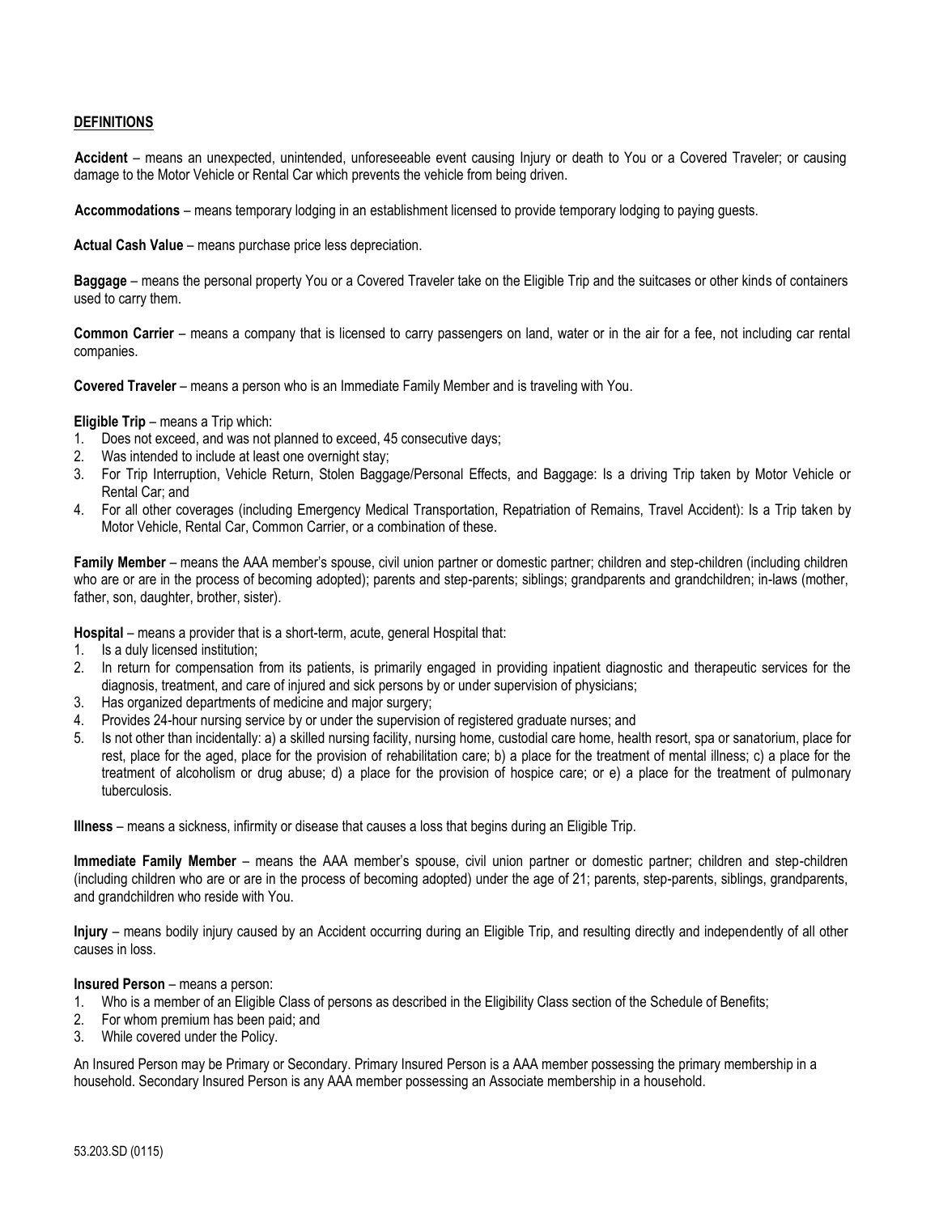## DEFINITIONS

**Accident** – means an unexpected, unintended, unforeseeable event causing Injury or death to You or a Covered Traveler; or causing damage to the Motor Vehicle or Rental Car which prevents the vehicle from being driven.

**Accommodations** – means temporary lodging in an establishment licensed to provide temporary lodging to paying guests.

**Actual Cash Value** – means purchase price less depreciation.

**Baggage** – means the personal property You or a Covered Traveler take on the Eligible Trip and the suitcases or other kinds of containers used to carry them.

**Common Carrier** – means a company that is licensed to carry passengers on land, water or in the air for a fee, not including car rental companies.

**Covered Traveler** – means a person who is an Immediate Family Member and is traveling with You.

**Eligible Trip** – means a Trip which:

1. Does not exceed, and was not planned to exceed, 45 consecutive days;
2. Was intended to include at least one overnight stay;
3. For Trip Interruption, Vehicle Return, Stolen Baggage/Personal Effects, and Baggage: Is a driving Trip taken by Motor Vehicle or Rental Car; and
4. For all other coverages (including Emergency Medical Transportation, Repatriation of Remains, Travel Accident): Is a Trip taken by Motor Vehicle, Rental Car, Common Carrier, or a combination of these.

**Family Member** – means the AAA member's spouse, civil union partner or domestic partner; children and step-children (including children who are or are in the process of becoming adopted); parents and step-parents; siblings; grandparents and grandchildren; in-laws (mother, father, son, daughter, brother, sister).

**Hospital** – means a provider that is a short-term, acute, general Hospital that:

1. Is a duly licensed institution;
2. In return for compensation from its patients, is primarily engaged in providing inpatient diagnostic and therapeutic services for the diagnosis, treatment, and care of injured and sick persons by or under supervision of physicians;
3. Has organized departments of medicine and major surgery;
4. Provides 24-hour nursing service by or under the supervision of registered graduate nurses; and
5. Is not other than incidentally: a) a skilled nursing facility, nursing home, custodial care home, health resort, spa or sanatorium, place for rest, place for the aged, place for the provision of rehabilitation care; b) a place for the treatment of mental illness; c) a place for the treatment of alcoholism or drug abuse; d) a place for the provision of hospice care; or e) a place for the treatment of pulmonary tuberculosis.

**Illness** – means a sickness, infirmity or disease that causes a loss that begins during an Eligible Trip.

**Immediate Family Member** – means the AAA member's spouse, civil union partner or domestic partner; children and step-children (including children who are or are in the process of becoming adopted) under the age of 21; parents, step-parents, siblings, grandparents, and grandchildren who reside with You.

**Injury** – means bodily injury caused by an Accident occurring during an Eligible Trip, and resulting directly and independently of all other causes in loss.

**Insured Person** – means a person:

1. Who is a member of an Eligible Class of persons as described in the Eligibility Class section of the Schedule of Benefits;
2. For whom premium has been paid; and
3. While covered under the Policy.

An Insured Person may be Primary or Secondary. Primary Insured Person is a AAA member possessing the primary membership in a household. Secondary Insured Person is any AAA member possessing an Associate membership in a household.

53.203.SD (0115)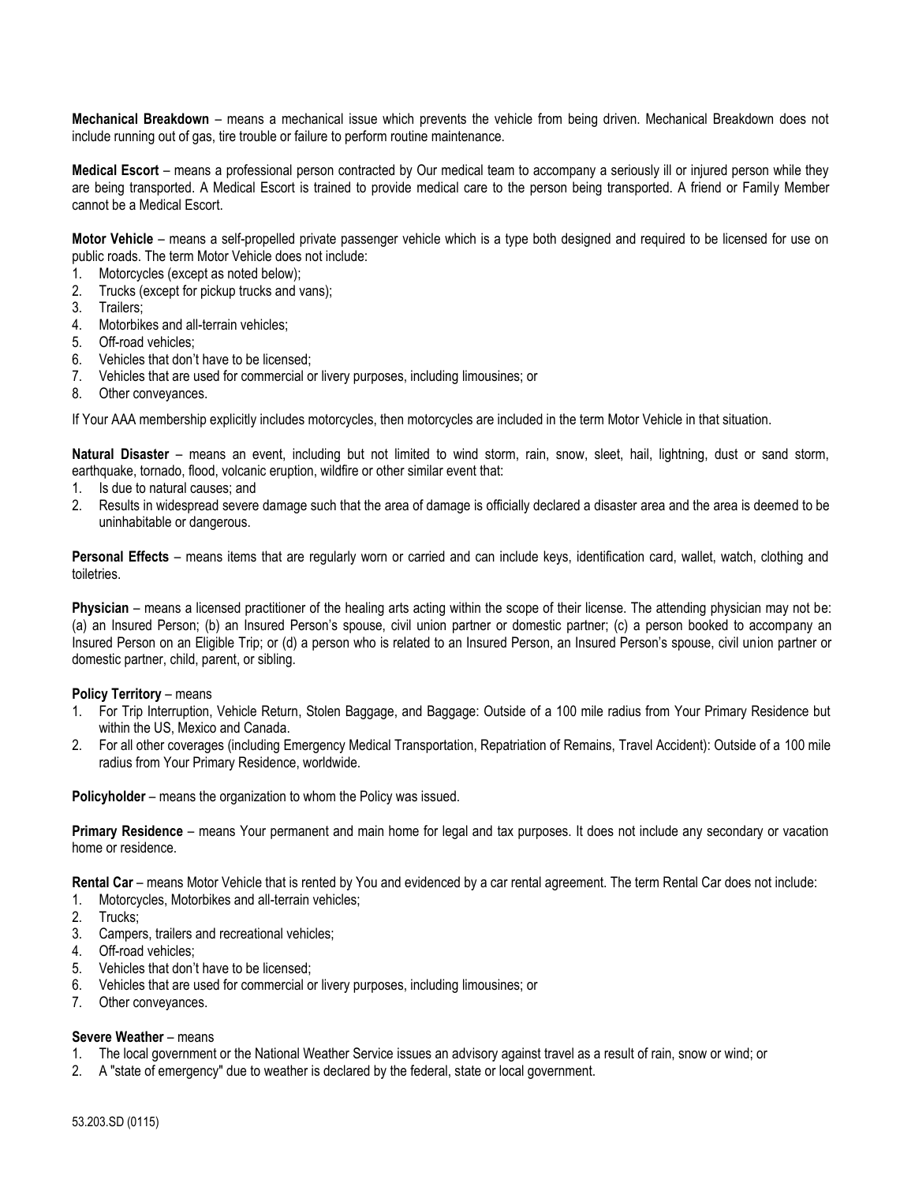**Mechanical Breakdown** – means a mechanical issue which prevents the vehicle from being driven. Mechanical Breakdown does not include running out of gas, tire trouble or failure to perform routine maintenance.

**Medical Escort** – means a professional person contracted by Our medical team to accompany a seriously ill or injured person while they are being transported. A Medical Escort is trained to provide medical care to the person being transported. A friend or Family Member cannot be a Medical Escort.

**Motor Vehicle** – means a self-propelled private passenger vehicle which is a type both designed and required to be licensed for use on public roads. The term Motor Vehicle does not include:

1. Motorcycles (except as noted below);
2. Trucks (except for pickup trucks and vans);
3. Trailers;
4. Motorbikes and all-terrain vehicles;
5. Off-road vehicles;
6. Vehicles that don't have to be licensed;
7. Vehicles that are used for commercial or livery purposes, including limousines; or
8. Other conveyances.

If Your AAA membership explicitly includes motorcycles, then motorcycles are included in the term Motor Vehicle in that situation.

**Natural Disaster** – means an event, including but not limited to wind storm, rain, snow, sleet, hail, lightning, dust or sand storm, earthquake, tornado, flood, volcanic eruption, wildfire or other similar event that:

1. Is due to natural causes; and
2. Results in widespread severe damage such that the area of damage is officially declared a disaster area and the area is deemed to be uninhabitable or dangerous.

**Personal Effects** – means items that are regularly worn or carried and can include keys, identification card, wallet, watch, clothing and toiletries.

**Physician** – means a licensed practitioner of the healing arts acting within the scope of their license. The attending physician may not be: (a) an Insured Person; (b) an Insured Person's spouse, civil union partner or domestic partner; (c) a person booked to accompany an Insured Person on an Eligible Trip; or (d) a person who is related to an Insured Person, an Insured Person's spouse, civil union partner or domestic partner, child, parent, or sibling.

**Policy Territory** – means

1. For Trip Interruption, Vehicle Return, Stolen Baggage, and Baggage: Outside of a 100 mile radius from Your Primary Residence but within the US, Mexico and Canada.
2. For all other coverages (including Emergency Medical Transportation, Repatriation of Remains, Travel Accident): Outside of a 100 mile radius from Your Primary Residence, worldwide.

**Policyholder** – means the organization to whom the Policy was issued.

**Primary Residence** – means Your permanent and main home for legal and tax purposes. It does not include any secondary or vacation home or residence.

**Rental Car** – means Motor Vehicle that is rented by You and evidenced by a car rental agreement. The term Rental Car does not include:

1. Motorcycles, Motorbikes and all-terrain vehicles;
2. Trucks;
3. Campers, trailers and recreational vehicles;
4. Off-road vehicles;
5. Vehicles that don't have to be licensed;
6. Vehicles that are used for commercial or livery purposes, including limousines; or
7. Other conveyances.

**Severe Weather** – means

1. The local government or the National Weather Service issues an advisory against travel as a result of rain, snow or wind; or
2. A "state of emergency" due to weather is declared by the federal, state or local government.

53.203.SD (0115)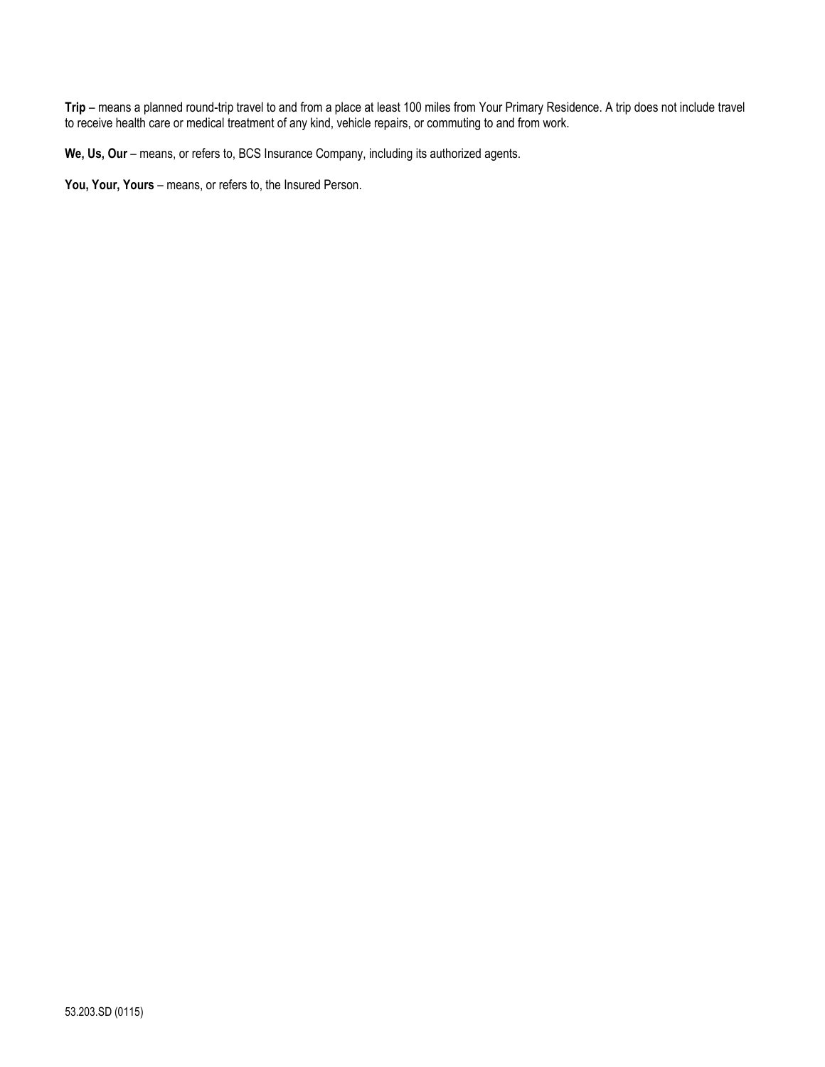**Trip** – means a planned round-trip travel to and from a place at least 100 miles from Your Primary Residence. A trip does not include travel to receive health care or medical treatment of any kind, vehicle repairs, or commuting to and from work.

**We, Us, Our** – means, or refers to, BCS Insurance Company, including its authorized agents.

**You, Your, Yours** – means, or refers to, the Insured Person.

53.203.SD (0115)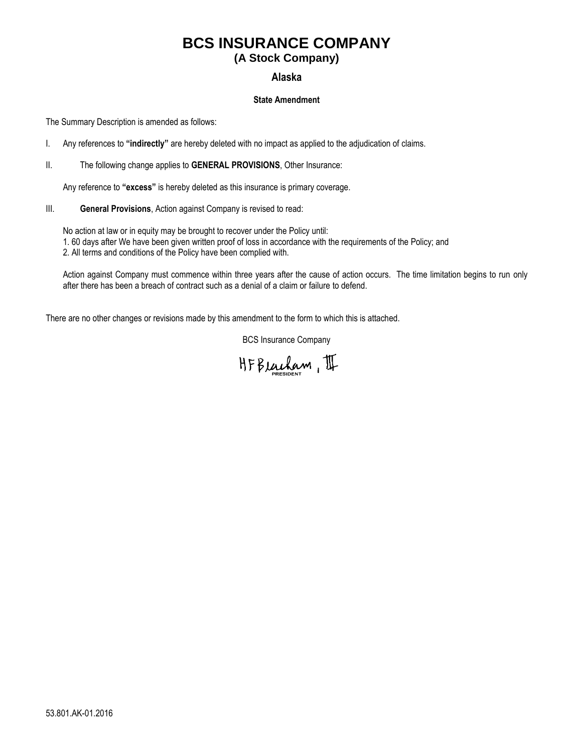# BCS INSURANCE COMPANY

## (A Stock Company)

### Alaska

**State Amendment**

The Summary Description is amended as follows:

I. Any references to **"indirectly"** are hereby deleted with no impact as applied to the adjudication of claims.

II. The following change applies to **GENERAL PROVISIONS**, Other Insurance:

Any reference to **"excess"** is hereby deleted as this insurance is primary coverage.

III. **General Provisions**, Action against Company is revised to read:

No action at law or in equity may be brought to recover under the Policy until:
1. 60 days after We have been given written proof of loss in accordance with the requirements of the Policy; and
2. All terms and conditions of the Policy have been complied with.

Action against Company must commence within three years after the cause of action occurs. The time limitation begins to run only after there has been a breach of contract such as a denial of a claim or failure to defend.

There are no other changes or revisions made by this amendment to the form to which this is attached.

BCS Insurance Company

HF Beacham, III
PRESIDENT

53.801.AK-01.2016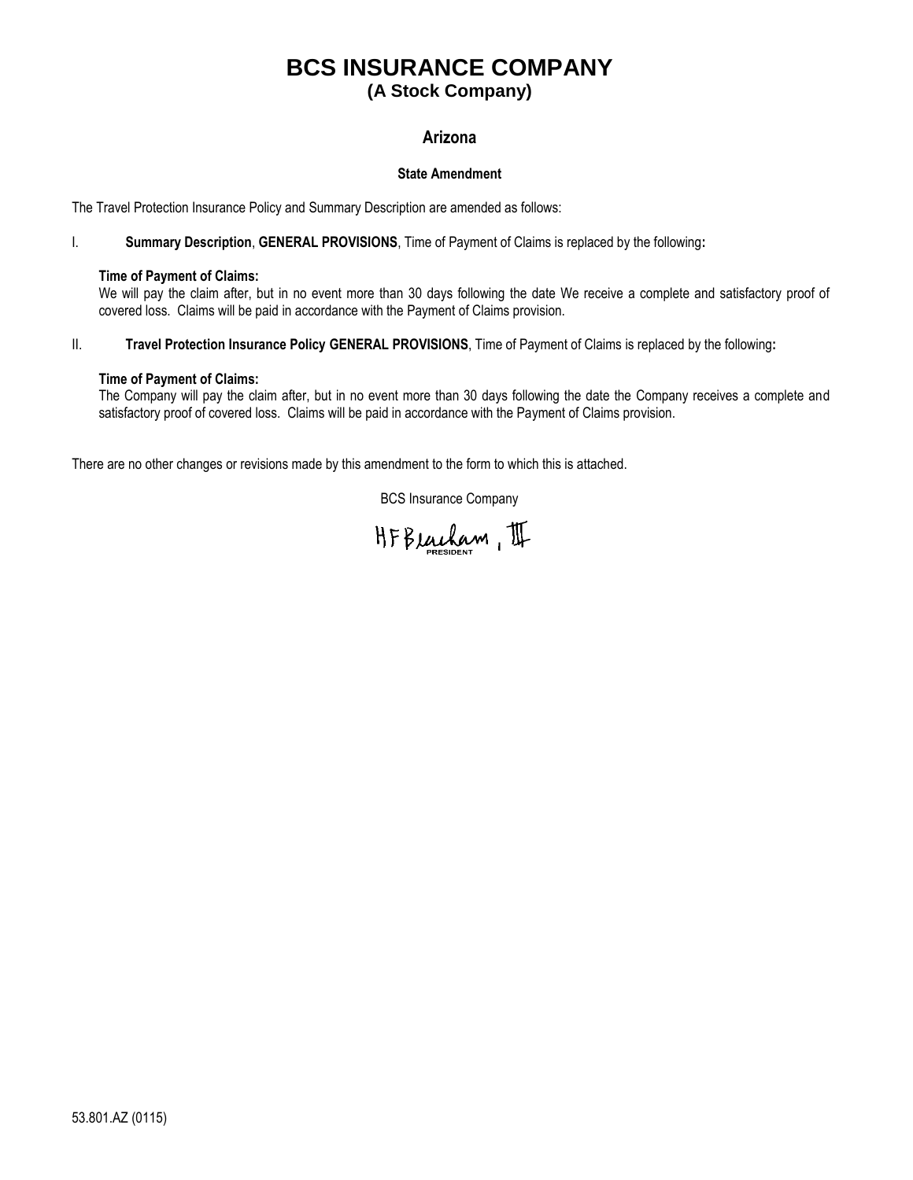# BCS INSURANCE COMPANY
## (A Stock Company)

### Arizona

**State Amendment**

The Travel Protection Insurance Policy and Summary Description are amended as follows:

I. **Summary Description**, **GENERAL PROVISIONS**, Time of Payment of Claims is replaced by the following**:**

**Time of Payment of Claims:**
We will pay the claim after, but in no event more than 30 days following the date We receive a complete and satisfactory proof of covered loss. Claims will be paid in accordance with the Payment of Claims provision.

II. **Travel Protection Insurance Policy GENERAL PROVISIONS**, Time of Payment of Claims is replaced by the following**:**

**Time of Payment of Claims:**
The Company will pay the claim after, but in no event more than 30 days following the date the Company receives a complete and satisfactory proof of covered loss. Claims will be paid in accordance with the Payment of Claims provision.

There are no other changes or revisions made by this amendment to the form to which this is attached.

BCS Insurance Company

HF Beacham, III
PRESIDENT

53.801.AZ (0115)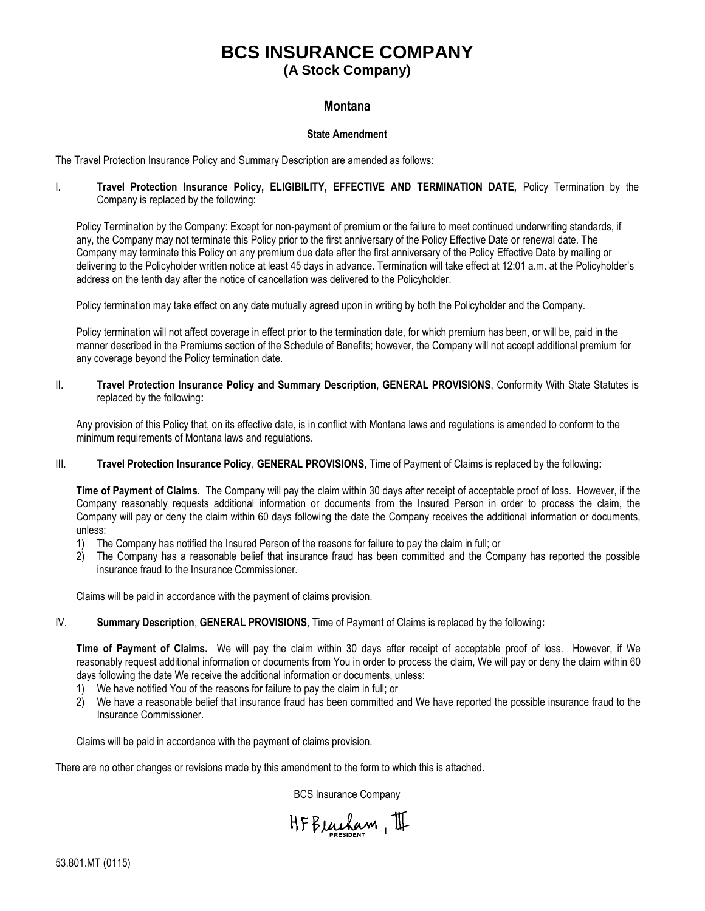# BCS INSURANCE COMPANY

**(A Stock Company)**

## Montana

### State Amendment

The Travel Protection Insurance Policy and Summary Description are amended as follows:

I. **Travel Protection Insurance Policy, ELIGIBILITY, EFFECTIVE AND TERMINATION DATE,** Policy Termination by the Company is replaced by the following:

Policy Termination by the Company: Except for non-payment of premium or the failure to meet continued underwriting standards, if any, the Company may not terminate this Policy prior to the first anniversary of the Policy Effective Date or renewal date. The Company may terminate this Policy on any premium due date after the first anniversary of the Policy Effective Date by mailing or delivering to the Policyholder written notice at least 45 days in advance. Termination will take effect at 12:01 a.m. at the Policyholder's address on the tenth day after the notice of cancellation was delivered to the Policyholder.

Policy termination may take effect on any date mutually agreed upon in writing by both the Policyholder and the Company.

Policy termination will not affect coverage in effect prior to the termination date, for which premium has been, or will be, paid in the manner described in the Premiums section of the Schedule of Benefits; however, the Company will not accept additional premium for any coverage beyond the Policy termination date.

II. **Travel Protection Insurance Policy and Summary Description**, **GENERAL PROVISIONS**, Conformity With State Statutes is replaced by the following**:**

Any provision of this Policy that, on its effective date, is in conflict with Montana laws and regulations is amended to conform to the minimum requirements of Montana laws and regulations.

III. **Travel Protection Insurance Policy**, **GENERAL PROVISIONS**, Time of Payment of Claims is replaced by the following**:**

**Time of Payment of Claims.** The Company will pay the claim within 30 days after receipt of acceptable proof of loss. However, if the Company reasonably requests additional information or documents from the Insured Person in order to process the claim, the Company will pay or deny the claim within 60 days following the date the Company receives the additional information or documents, unless:

1) The Company has notified the Insured Person of the reasons for failure to pay the claim in full; or
2) The Company has a reasonable belief that insurance fraud has been committed and the Company has reported the possible insurance fraud to the Insurance Commissioner.

Claims will be paid in accordance with the payment of claims provision.

IV. **Summary Description**, **GENERAL PROVISIONS**, Time of Payment of Claims is replaced by the following**:**

**Time of Payment of Claims.** We will pay the claim within 30 days after receipt of acceptable proof of loss. However, if We reasonably request additional information or documents from You in order to process the claim, We will pay or deny the claim within 60 days following the date We receive the additional information or documents, unless:

1) We have notified You of the reasons for failure to pay the claim in full; or
2) We have a reasonable belief that insurance fraud has been committed and We have reported the possible insurance fraud to the Insurance Commissioner.

Claims will be paid in accordance with the payment of claims provision.

There are no other changes or revisions made by this amendment to the form to which this is attached.

BCS Insurance Company

HF Beacham, III
PRESIDENT

53.801.MT (0115)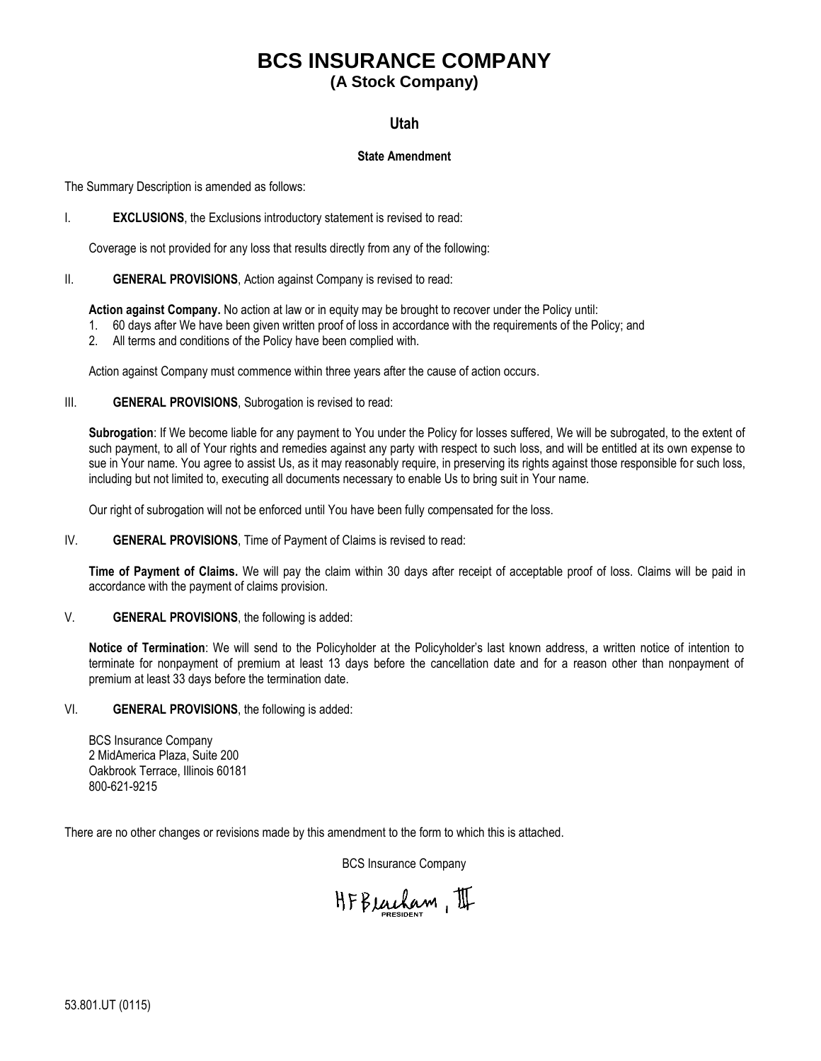# BCS INSURANCE COMPANY

## (A Stock Company)

### Utah

#### State Amendment

The Summary Description is amended as follows:

I. **EXCLUSIONS**, the Exclusions introductory statement is revised to read:

Coverage is not provided for any loss that results directly from any of the following:

II. **GENERAL PROVISIONS**, Action against Company is revised to read:

**Action against Company.** No action at law or in equity may be brought to recover under the Policy until:

1. 60 days after We have been given written proof of loss in accordance with the requirements of the Policy; and
2. All terms and conditions of the Policy have been complied with.

Action against Company must commence within three years after the cause of action occurs.

III. **GENERAL PROVISIONS**, Subrogation is revised to read:

**Subrogation**: If We become liable for any payment to You under the Policy for losses suffered, We will be subrogated, to the extent of such payment, to all of Your rights and remedies against any party with respect to such loss, and will be entitled at its own expense to sue in Your name. You agree to assist Us, as it may reasonably require, in preserving its rights against those responsible for such loss, including but not limited to, executing all documents necessary to enable Us to bring suit in Your name.

Our right of subrogation will not be enforced until You have been fully compensated for the loss.

IV. **GENERAL PROVISIONS**, Time of Payment of Claims is revised to read:

**Time of Payment of Claims.** We will pay the claim within 30 days after receipt of acceptable proof of loss. Claims will be paid in accordance with the payment of claims provision.

V. **GENERAL PROVISIONS**, the following is added:

**Notice of Termination**: We will send to the Policyholder at the Policyholder's last known address, a written notice of intention to terminate for nonpayment of premium at least 13 days before the cancellation date and for a reason other than nonpayment of premium at least 33 days before the termination date.

VI. **GENERAL PROVISIONS**, the following is added:

BCS Insurance Company
2 MidAmerica Plaza, Suite 200
Oakbrook Terrace, Illinois 60181
800-621-9215

There are no other changes or revisions made by this amendment to the form to which this is attached.

BCS Insurance Company

HF Beacham, III
PRESIDENT

53.801.UT (0115)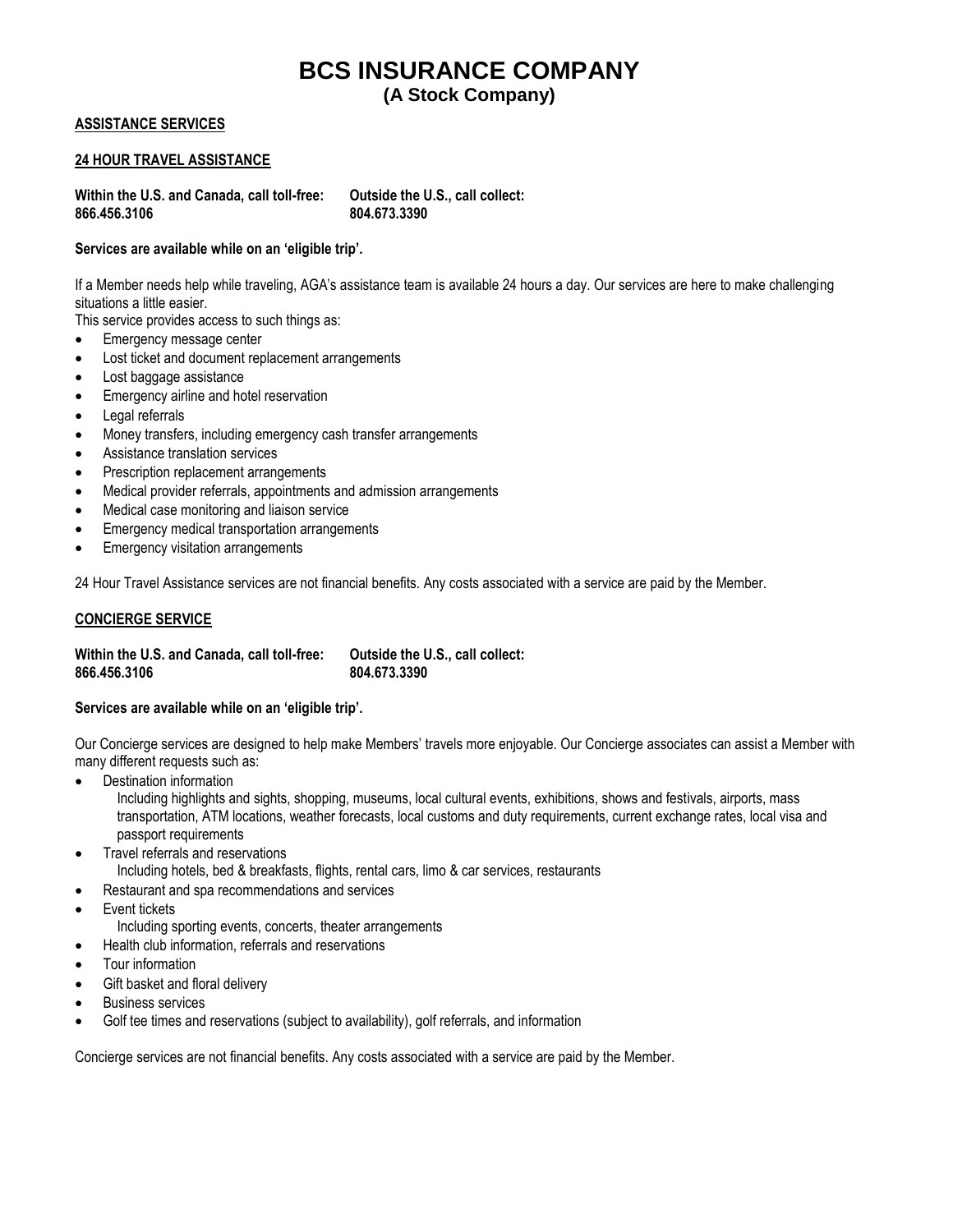# BCS INSURANCE COMPANY

## (A Stock Company)

**ASSISTANCE SERVICES**

**24 HOUR TRAVEL ASSISTANCE**

**Within the U.S. and Canada, call toll-free:**
**866.456.3106**

**Outside the U.S., call collect:**
**804.673.3390**

**Services are available while on an 'eligible trip'.**

If a Member needs help while traveling, AGA's assistance team is available 24 hours a day. Our services are here to make challenging situations a little easier.

This service provides access to such things as:

- Emergency message center
- Lost ticket and document replacement arrangements
- Lost baggage assistance
- Emergency airline and hotel reservation
- Legal referrals
- Money transfers, including emergency cash transfer arrangements
- Assistance translation services
- Prescription replacement arrangements
- Medical provider referrals, appointments and admission arrangements
- Medical case monitoring and liaison service
- Emergency medical transportation arrangements
- Emergency visitation arrangements

24 Hour Travel Assistance services are not financial benefits. Any costs associated with a service are paid by the Member.

**CONCIERGE SERVICE**

**Within the U.S. and Canada, call toll-free:**
**866.456.3106**

**Outside the U.S., call collect:**
**804.673.3390**

**Services are available while on an 'eligible trip'.**

Our Concierge services are designed to help make Members' travels more enjoyable. Our Concierge associates can assist a Member with many different requests such as:

- Destination information
  Including highlights and sights, shopping, museums, local cultural events, exhibitions, shows and festivals, airports, mass transportation, ATM locations, weather forecasts, local customs and duty requirements, current exchange rates, local visa and passport requirements
- Travel referrals and reservations
  Including hotels, bed & breakfasts, flights, rental cars, limo & car services, restaurants
- Restaurant and spa recommendations and services
- Event tickets
  Including sporting events, concerts, theater arrangements
- Health club information, referrals and reservations
- Tour information
- Gift basket and floral delivery
- Business services
- Golf tee times and reservations (subject to availability), golf referrals, and information

Concierge services are not financial benefits. Any costs associated with a service are paid by the Member.